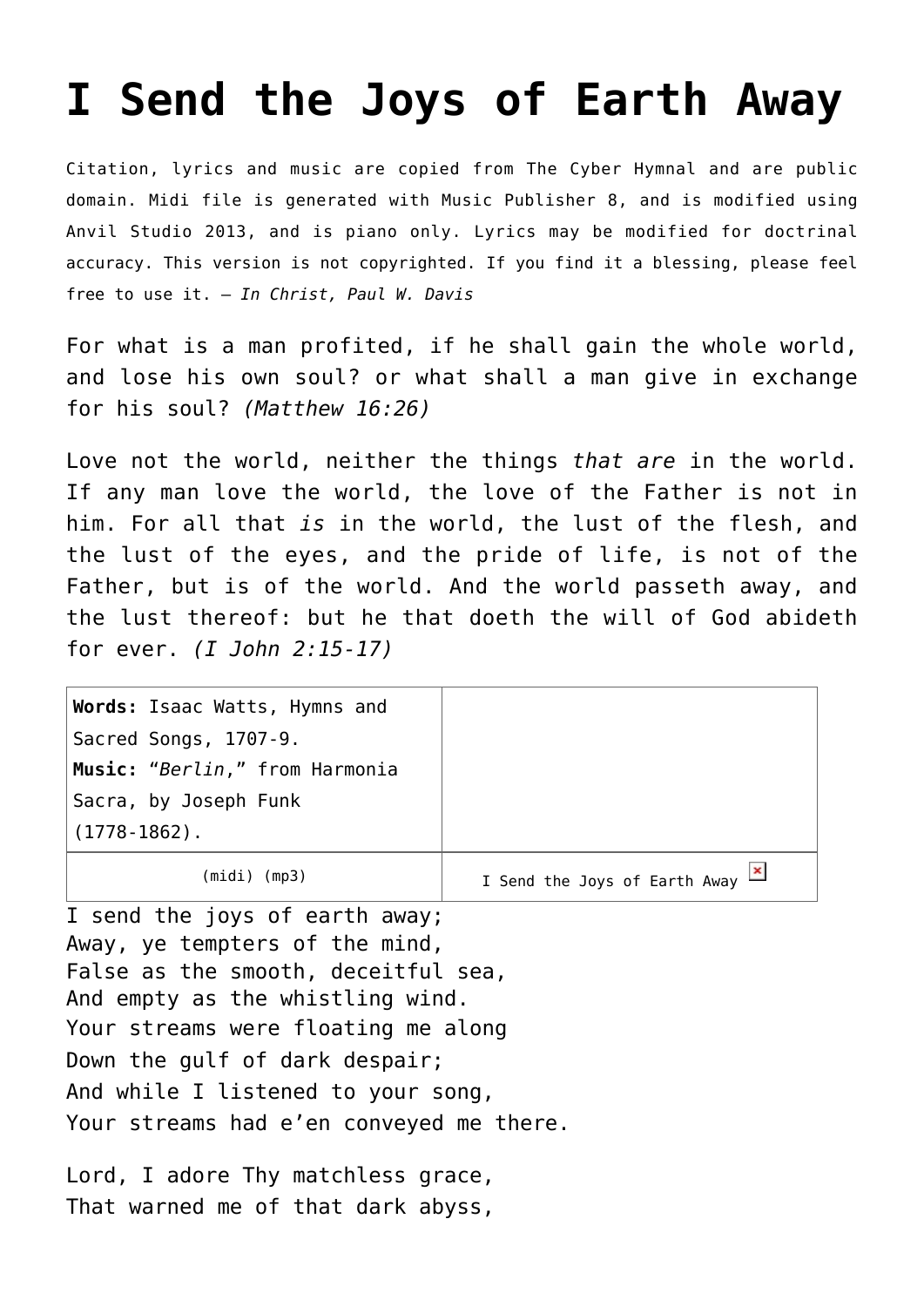# I Send the Joys of Earth Away

Citation, lyrics and music are copied from The Cyber Hymnal and are public domain. Midi file is generated with Music Publisher 8, and is modified using Anvil Studio 2013, and is piano only. Lyrics may be modified for doctrinal accuracy. This version is not copyrighted. If you find it a blessing, please feel free to use it. – *In Christ, Paul W. Davis*

For what is a man profited, if he shall gain the whole world, and lose his own soul? or what shall a man give in exchange for his soul? *(Matthew 16:26)*

Love not the world, neither the things *that are* in the world. If any man love the world, the love of the Father is not in him. For all that *is* in the world, the lust of the flesh, and the lust of the eyes, and the pride of life, is not of the Father, but is of the world. And the world passeth away, and the lust thereof: but he that doeth the will of God abideth for ever. *(I John 2:15-17)*

| **Words:** Isaac Watts, Hymns and Sacred Songs, 1707-9. **Music:** "*Berlin*," from Harmonia Sacra, by Joseph Funk (1778-1862). | |
|---|---|
| (midi) (mp3) | I Send the Joys of Earth Away |

I send the joys of earth away;
Away, ye tempters of the mind,
False as the smooth, deceitful sea,
And empty as the whistling wind.
Your streams were floating me along
Down the gulf of dark despair;
And while I listened to your song,
Your streams had e'en conveyed me there.

Lord, I adore Thy matchless grace,
That warned me of that dark abyss,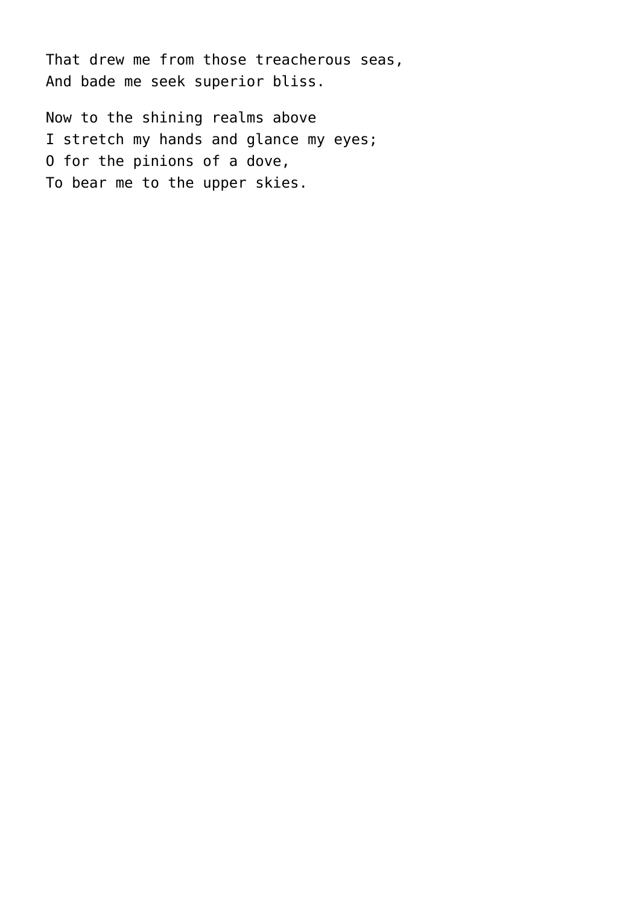That drew me from those treacherous seas,
And bade me seek superior bliss.

Now to the shining realms above
I stretch my hands and glance my eyes;
O for the pinions of a dove,
To bear me to the upper skies.